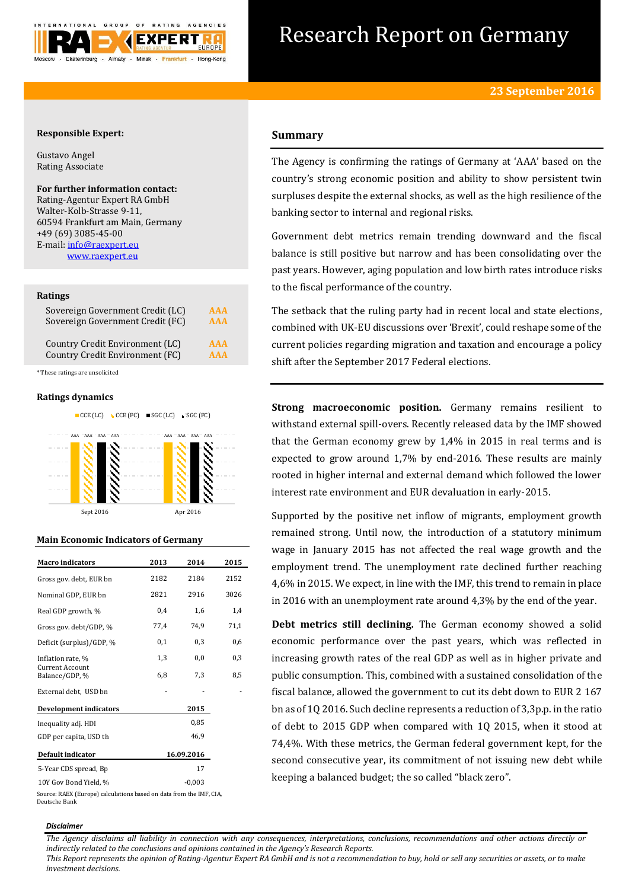# Research Report on Germany

**23 September 2016**

**Responsible Expert:**

Gustavo Angel
Rating Associate

**For further information contact:**
Rating-Agentur Expert RA GmbH
Walter-Kolb-Strasse 9-11,
60594 Frankfurt am Main, Germany
+49 (69) 3085-45-00
E-mail: info@raexpert.eu
www.raexpert.eu

## Ratings

| | |
|---|---|
| Sovereign Government Credit (LC) | AAA |
| Sovereign Government Credit (FC) | AAA |
| Country Credit Environment (LC) | AAA |
| Country Credit Environment (FC) | AAA |

*These ratings are unsolicited

## Ratings dynamics

CCE (LC), CCE (FC), SGC (LC), SGC (FC)

| | CCE (LC) | CCE (FC) | SGC (LC) | SGC (FC) |
|---|---|---|---|---|
| Sept 2016 | AAA | AAA | AAA | AAA |
| Apr 2016 | AAA | AAA | AAA | AAA |

## Main Economic Indicators of Germany

| Macro indicators | 2013 | 2014 | 2015 |
|---|---|---|---|
| Gross gov. debt, EUR bn | 2182 | 2184 | 2152 |
| Nominal GDP, EUR bn | 2821 | 2916 | 3026 |
| Real GDP growth, % | 0,4 | 1,6 | 1,4 |
| Gross gov. debt/GDP, % | 77,4 | 74,9 | 71,1 |
| Deficit (surplus)/GDP, % | 0,1 | 0,3 | 0,6 |
| Inflation rate, % | 1,3 | 0,0 | 0,3 |
| Current Account Balance/GDP, % | 6,8 | 7,3 | 8,5 |
| External debt, USD bn | - | - | - |

| Development indicators | 2015 |
|---|---|
| Inequality adj. HDI | 0,85 |
| GDP per capita, USD th | 46,9 |

| Default indicator | 16.09.2016 |
|---|---|
| 5-Year CDS spread, Bp | 17 |
| 10Y Gov Bond Yield, % | -0,003 |

Source: RAEX (Europe) calculations based on data from the IMF, CIA, Deutsche Bank

## Summary

The Agency is confirming the ratings of Germany at 'AAA' based on the country's strong economic position and ability to show persistent twin surpluses despite the external shocks, as well as the high resilience of the banking sector to internal and regional risks.

Government debt metrics remain trending downward and the fiscal balance is still positive but narrow and has been consolidating over the past years. However, aging population and low birth rates introduce risks to the fiscal performance of the country.

The setback that the ruling party had in recent local and state elections, combined with UK-EU discussions over 'Brexit', could reshape some of the current policies regarding migration and taxation and encourage a policy shift after the September 2017 Federal elections.

**Strong macroeconomic position.** Germany remains resilient to withstand external spill-overs. Recently released data by the IMF showed that the German economy grew by 1,4% in 2015 in real terms and is expected to grow around 1,7% by end-2016. These results are mainly rooted in higher internal and external demand which followed the lower interest rate environment and EUR devaluation in early-2015.

Supported by the positive net inflow of migrants, employment growth remained strong. Until now, the introduction of a statutory minimum wage in January 2015 has not affected the real wage growth and the employment trend. The unemployment rate declined further reaching 4,6% in 2015. We expect, in line with the IMF, this trend to remain in place in 2016 with an unemployment rate around 4,3% by the end of the year.

**Debt metrics still declining.** The German economy showed a solid economic performance over the past years, which was reflected in increasing growth rates of the real GDP as well as in higher private and public consumption. This, combined with a sustained consolidation of the fiscal balance, allowed the government to cut its debt down to EUR 2 167 bn as of 1Q 2016. Such decline represents a reduction of 3,3p.p. in the ratio of debt to 2015 GDP when compared with 1Q 2015, when it stood at 74,4%. With these metrics, the German federal government kept, for the second consecutive year, its commitment of not issuing new debt while keeping a balanced budget; the so called "black zero".

*Disclaimer*

*The Agency disclaims all liability in connection with any consequences, interpretations, conclusions, recommendations and other actions directly or indirectly related to the conclusions and opinions contained in the Agency's Research Reports.*
*This Report represents the opinion of Rating-Agentur Expert RA GmbH and is not a recommendation to buy, hold or sell any securities or assets, or to make investment decisions.*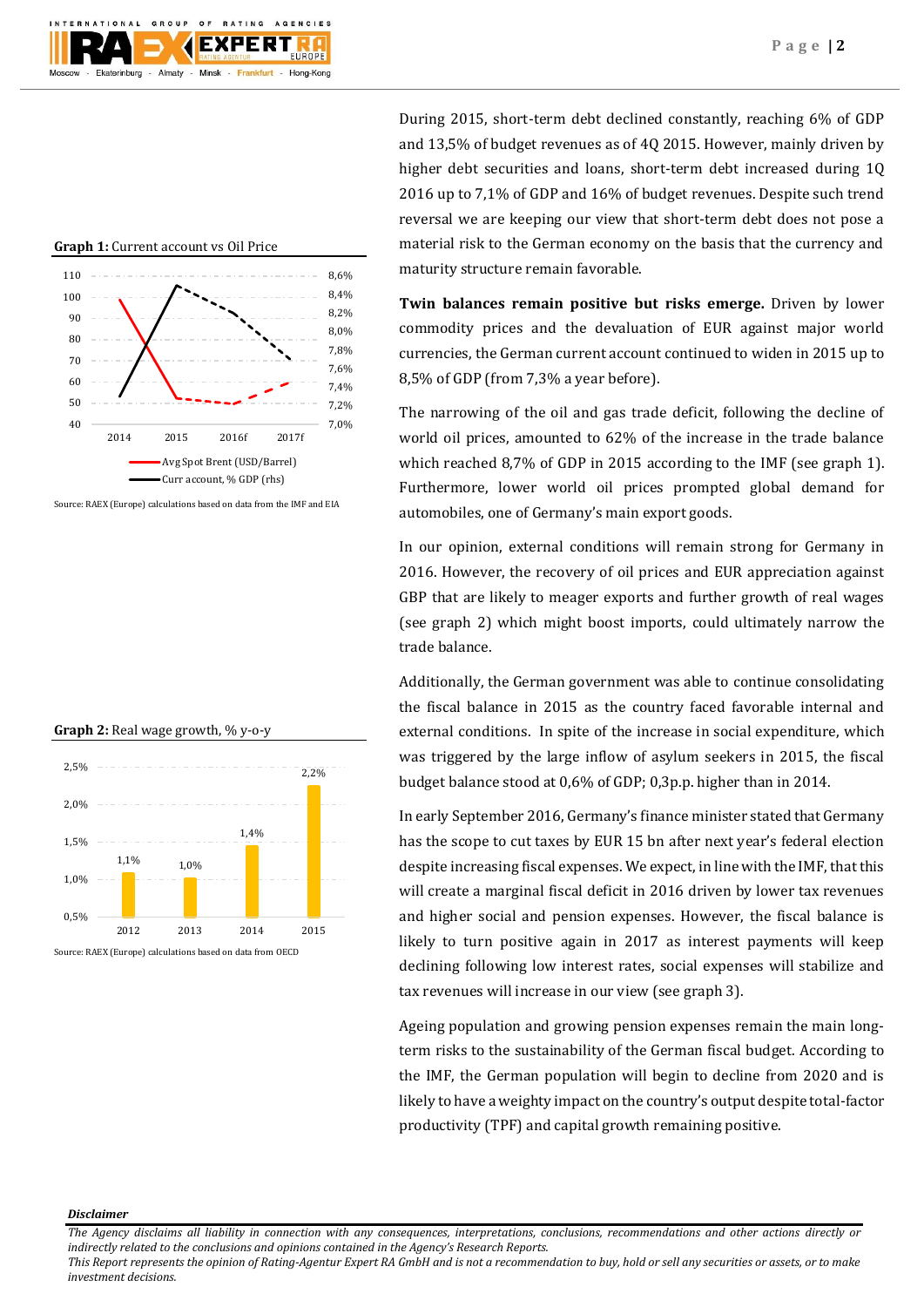**Graph 1:** Current account vs Oil Price

Source: RAEX (Europe) calculations based on data from the IMF and EIA

**Graph 2:** Real wage growth, % y-o-y

Source: RAEX (Europe) calculations based on data from OECD

During 2015, short-term debt declined constantly, reaching 6% of GDP and 13,5% of budget revenues as of 4Q 2015. However, mainly driven by higher debt securities and loans, short-term debt increased during 1Q 2016 up to 7,1% of GDP and 16% of budget revenues. Despite such trend reversal we are keeping our view that short-term debt does not pose a material risk to the German economy on the basis that the currency and maturity structure remain favorable.

**Twin balances remain positive but risks emerge.** Driven by lower commodity prices and the devaluation of EUR against major world currencies, the German current account continued to widen in 2015 up to 8,5% of GDP (from 7,3% a year before).

The narrowing of the oil and gas trade deficit, following the decline of world oil prices, amounted to 62% of the increase in the trade balance which reached 8,7% of GDP in 2015 according to the IMF (see graph 1). Furthermore, lower world oil prices prompted global demand for automobiles, one of Germany's main export goods.

In our opinion, external conditions will remain strong for Germany in 2016. However, the recovery of oil prices and EUR appreciation against GBP that are likely to meager exports and further growth of real wages (see graph 2) which might boost imports, could ultimately narrow the trade balance.

Additionally, the German government was able to continue consolidating the fiscal balance in 2015 as the country faced favorable internal and external conditions. In spite of the increase in social expenditure, which was triggered by the large inflow of asylum seekers in 2015, the fiscal budget balance stood at 0,6% of GDP; 0,3p.p. higher than in 2014.

In early September 2016, Germany's finance minister stated that Germany has the scope to cut taxes by EUR 15 bn after next year's federal election despite increasing fiscal expenses. We expect, in line with the IMF, that this will create a marginal fiscal deficit in 2016 driven by lower tax revenues and higher social and pension expenses. However, the fiscal balance is likely to turn positive again in 2017 as interest payments will keep declining following low interest rates, social expenses will stabilize and tax revenues will increase in our view (see graph 3).

Ageing population and growing pension expenses remain the main long-term risks to the sustainability of the German fiscal budget. According to the IMF, the German population will begin to decline from 2020 and is likely to have a weighty impact on the country's output despite total-factor productivity (TPF) and capital growth remaining positive.

***Disclaimer***

*The Agency disclaims all liability in connection with any consequences, interpretations, conclusions, recommendations and other actions directly or indirectly related to the conclusions and opinions contained in the Agency's Research Reports.*
*This Report represents the opinion of Rating-Agentur Expert RA GmbH and is not a recommendation to buy, hold or sell any securities or assets, or to make investment decisions.*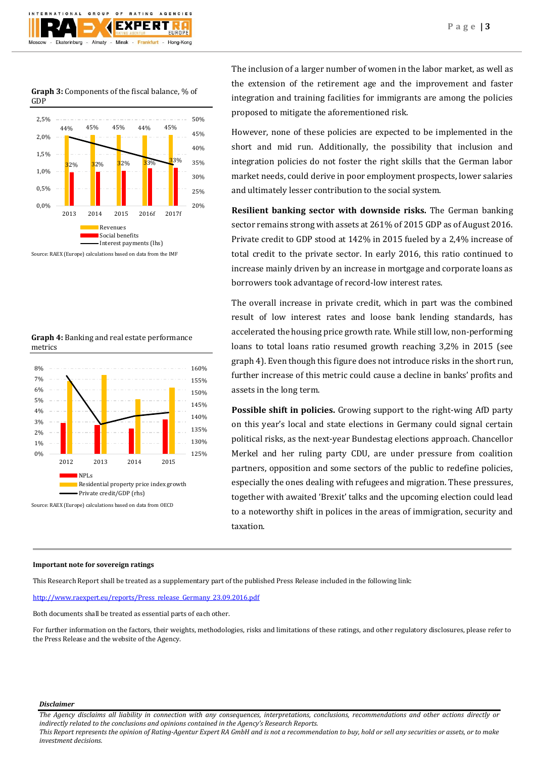**Graph 3:** Components of the fiscal balance, % of GDP

2,5%
2,0%
1,5%
1,0%
0,5%
0,0%

50%
45%
40%
35%
30%
25%
20%

44% 45% 45% 44% 45%

32% 32% 32% 33% 33%

2013 2014 2015 2016f 2017f

Revenues
Social benefits
Interest payments (lhs)

Source: RAEX (Europe) calculations based on data from the IMF

**Graph 4:** Banking and real estate performance metrics

8%
7%
6%
5%
4%
3%
2%
1%
0%

160%
155%
150%
145%
140%
135%
130%
125%

2012 2013 2014 2015

NPLs
Residential property price index growth
Private credit/GDP (rhs)

Source: RAEX (Europe) calculations based on data from OECD

The inclusion of a larger number of women in the labor market, as well as the extension of the retirement age and the improvement and faster integration and training facilities for immigrants are among the policies proposed to mitigate the aforementioned risk.

However, none of these policies are expected to be implemented in the short and mid run. Additionally, the possibility that inclusion and integration policies do not foster the right skills that the German labor market needs, could derive in poor employment prospects, lower salaries and ultimately lesser contribution to the social system.

**Resilient banking sector with downside risks.** The German banking sector remains strong with assets at 261% of 2015 GDP as of August 2016. Private credit to GDP stood at 142% in 2015 fueled by a 2,4% increase of total credit to the private sector. In early 2016, this ratio continued to increase mainly driven by an increase in mortgage and corporate loans as borrowers took advantage of record-low interest rates.

The overall increase in private credit, which in part was the combined result of low interest rates and loose bank lending standards, has accelerated the housing price growth rate. While still low, non-performing loans to total loans ratio resumed growth reaching 3,2% in 2015 (see graph 4). Even though this figure does not introduce risks in the short run, further increase of this metric could cause a decline in banks' profits and assets in the long term.

**Possible shift in policies.** Growing support to the right-wing AfD party on this year's local and state elections in Germany could signal certain political risks, as the next-year Bundestag elections approach. Chancellor Merkel and her ruling party CDU, are under pressure from coalition partners, opposition and some sectors of the public to redefine policies, especially the ones dealing with refugees and migration. These pressures, together with awaited 'Brexit' talks and the upcoming election could lead to a noteworthy shift in polices in the areas of immigration, security and taxation.

**Important note for sovereign ratings**

This Research Report shall be treated as a supplementary part of the published Press Release included in the following link:

http://www.raexpert.eu/reports/Press_release_Germany_23.09.2016.pdf

Both documents shall be treated as essential parts of each other.

For further information on the factors, their weights, methodologies, risks and limitations of these ratings, and other regulatory disclosures, please refer to the Press Release and the website of the Agency.

***Disclaimer***

*The Agency disclaims all liability in connection with any consequences, interpretations, conclusions, recommendations and other actions directly or indirectly related to the conclusions and opinions contained in the Agency's Research Reports.*
*This Report represents the opinion of Rating-Agentur Expert RA GmbH and is not a recommendation to buy, hold or sell any securities or assets, or to make investment decisions.*